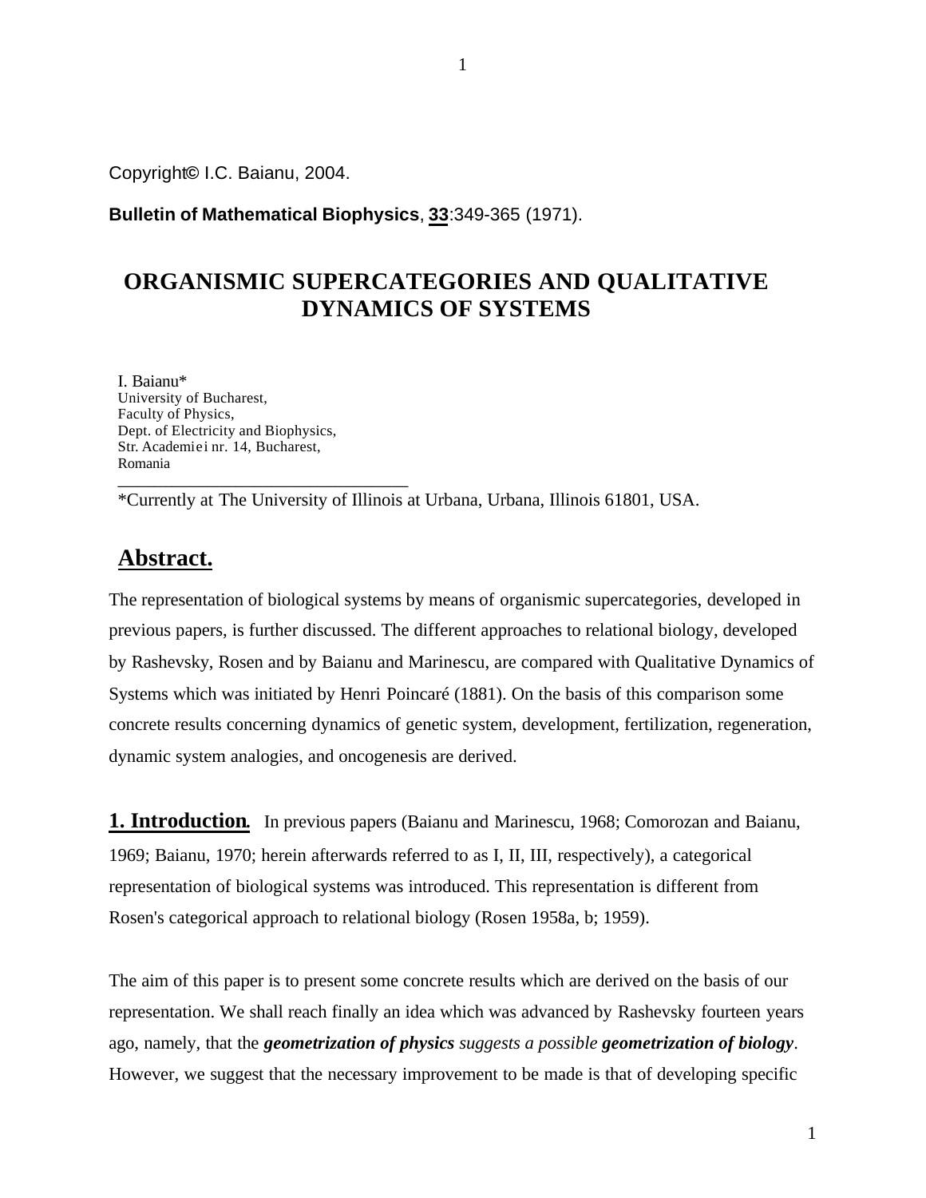Copyright© I.C. Baianu, 2004.

**Bulletin of Mathematical Biophysics**, **33**:349-365 (1971).

# ORGANISMIC SUPERCATEGORIES AND QUALITATIVE DYNAMICS OF SYSTEMS

I. Baianu*
University of Bucharest,
Faculty of Physics,
Dept. of Electricity and Biophysics,
Str. Academiei nr. 14, Bucharest,
Romania

*Currently at The University of Illinois at Urbana, Urbana, Illinois 61801, USA.

## Abstract.

The representation of biological systems by means of organismic supercategories, developed in previous papers, is further discussed. The different approaches to relational biology, developed by Rashevsky, Rosen and by Baianu and Marinescu, are compared with Qualitative Dynamics of Systems which was initiated by Henri Poincaré (1881). On the basis of this comparison some concrete results concerning dynamics of genetic system, development, fertilization, regeneration, dynamic system analogies, and oncogenesis are derived.

## 1. Introduction.

In previous papers (Baianu and Marinescu, 1968; Comorozan and Baianu, 1969; Baianu, 1970; herein afterwards referred to as I, II, III, respectively), a categorical representation of biological systems was introduced. This representation is different from Rosen's categorical approach to relational biology (Rosen 1958a, b; 1959).

The aim of this paper is to present some concrete results which are derived on the basis of our representation. We shall reach finally an idea which was advanced by Rashevsky fourteen years ago, namely, that the ***geometrization of physics*** *suggests a possible* ***geometrization of biology***. However, we suggest that the necessary improvement to be made is that of developing specific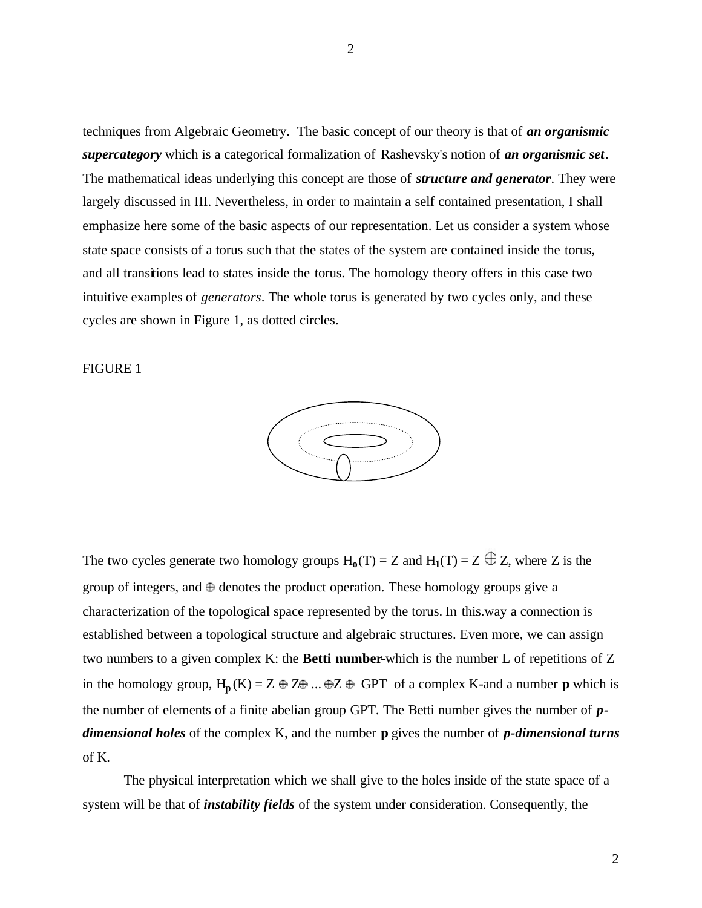techniques from Algebraic Geometry. The basic concept of our theory is that of ***an organismic supercategory*** which is a categorical formalization of Rashevsky's notion of ***an organismic set***. The mathematical ideas underlying this concept are those of ***structure and generator***. They were largely discussed in III. Nevertheless, in order to maintain a self contained presentation, I shall emphasize here some of the basic aspects of our representation. Let us consider a system whose state space consists of a torus such that the states of the system are contained inside the torus, and all transitions lead to states inside the torus. The homology theory offers in this case two intuitive examples of *generators*. The whole torus is generated by two cycles only, and these cycles are shown in Figure 1, as dotted circles.

FIGURE 1

The two cycles generate two homology groups $H_o(T) = Z$ and $H_1(T) = Z \oplus Z$, where Z is the group of integers, and $\oplus$ denotes the product operation. These homology groups give a characterization of the topological space represented by the torus. In this.way a connection is established between a topological structure and algebraic structures. Even more, we can assign two numbers to a given complex K: the **Betti number**-which is the number L of repetitions of Z in the homology group, $H_p(K) = Z \oplus Z \oplus \ldots \oplus Z \oplus$ GPT of a complex K-and a number **p** which is the number of elements of a finite abelian group GPT. The Betti number gives the number of ***p-dimensional holes*** of the complex K, and the number **p** gives the number of ***p-dimensional turns*** of K.

The physical interpretation which we shall give to the holes inside of the state space of a system will be that of ***instability fields*** of the system under consideration. Consequently, the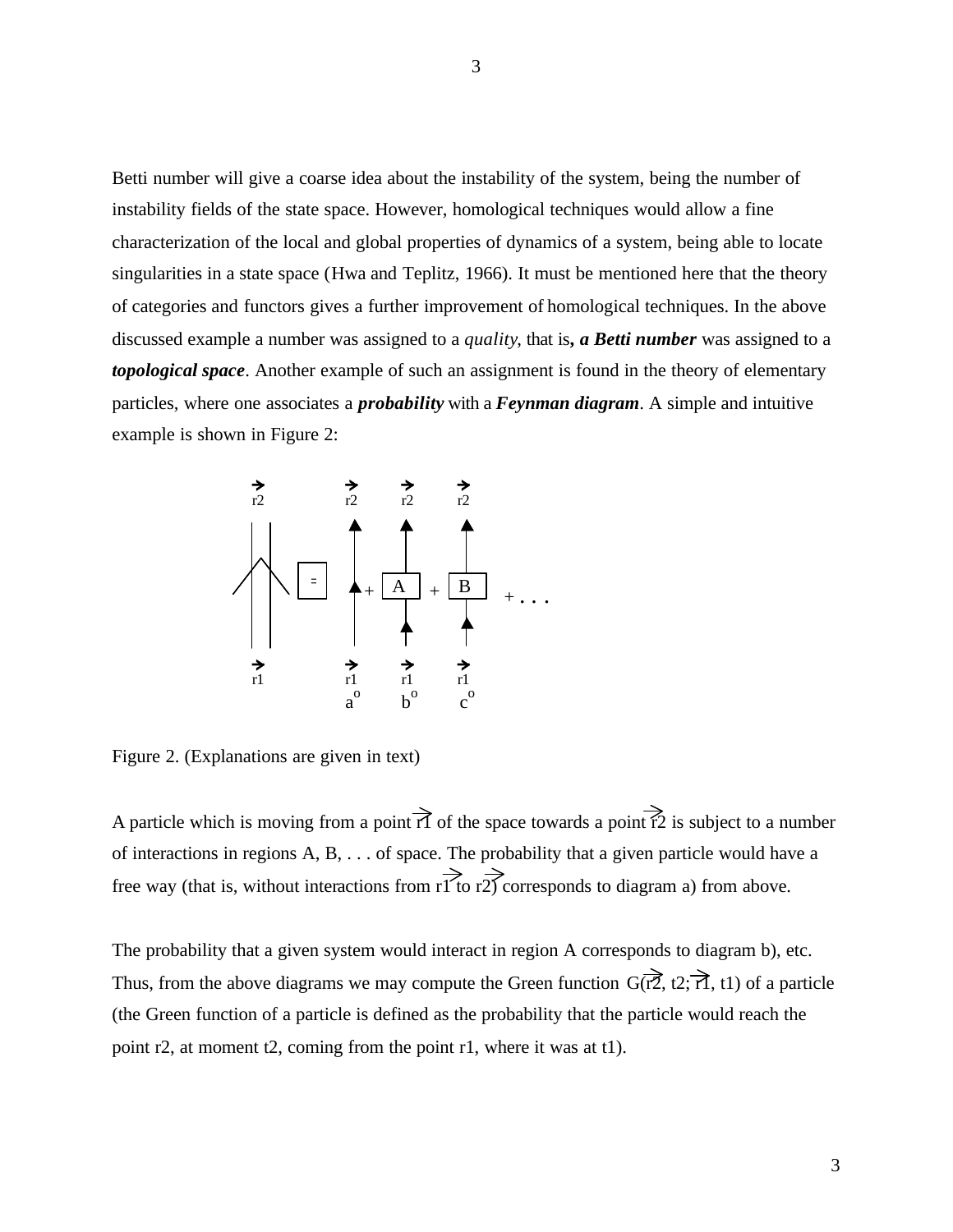Betti number will give a coarse idea about the instability of the system, being the number of instability fields of the state space. However, homological techniques would allow a fine characterization of the local and global properties of dynamics of a system, being able to locate singularities in a state space (Hwa and Teplitz, 1966). It must be mentioned here that the theory of categories and functors gives a further improvement of homological techniques. In the above discussed example a number was assigned to a *quality*, that is, ***a Betti number*** was assigned to a ***topological space***. Another example of such an assignment is found in the theory of elementary particles, where one associates a ***probability*** with a ***Feynman diagram***. A simple and intuitive example is shown in Figure 2:

Figure 2. (Explanations are given in text)

A particle which is moving from a point $\vec{r1}$ of the space towards a point $\vec{r2}$ is subject to a number of interactions in regions A, B, . . . of space. The probability that a given particle would have a free way (that is, without interactions from $\vec{r1}$ to $\vec{r2}$) corresponds to diagram a) from above.

The probability that a given system would interact in region A corresponds to diagram b), etc. Thus, from the above diagrams we may compute the Green function $G(\vec{r2}, t2; \vec{r1}, t1)$ of a particle (the Green function of a particle is defined as the probability that the particle would reach the point r2, at moment t2, coming from the point r1, where it was at t1).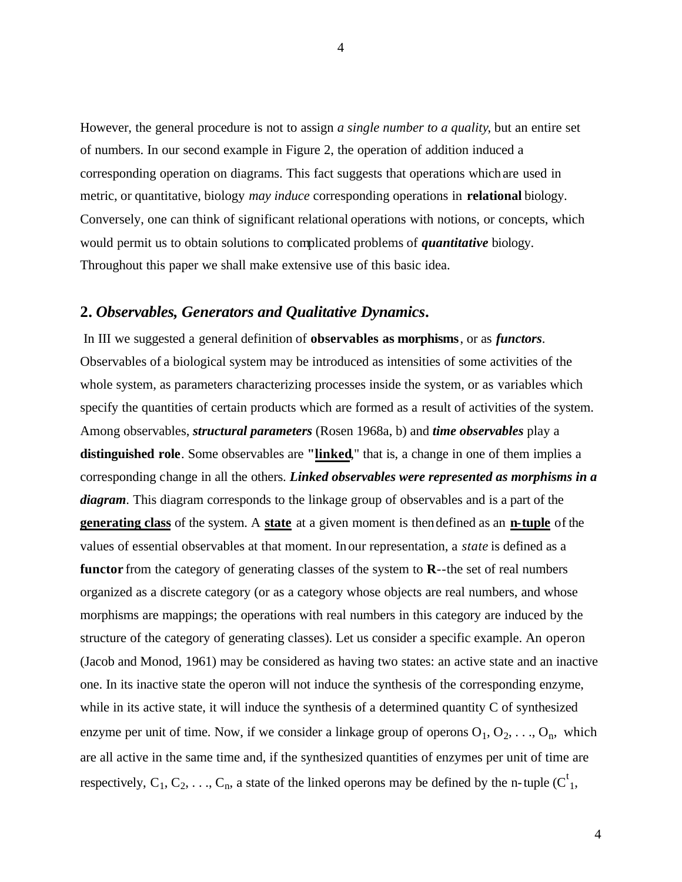However, the general procedure is not to assign *a single number to a quality*, but an entire set of numbers. In our second example in Figure 2, the operation of addition induced a corresponding operation on diagrams. This fact suggests that operations which are used in metric, or quantitative, biology *may induce* corresponding operations in **relational** biology. Conversely, one can think of significant relational operations with notions, or concepts, which would permit us to obtain solutions to complicated problems of ***quantitative*** biology. Throughout this paper we shall make extensive use of this basic idea.

## 2. *Observables, Generators and Qualitative Dynamics*.

In III we suggested a general definition of **observables as morphisms**, or as ***functors***. Observables of a biological system may be introduced as intensities of some activities of the whole system, as parameters characterizing processes inside the system, or as variables which specify the quantities of certain products which are formed as a result of activities of the system. Among observables, ***structural parameters*** (Rosen 1968a, b) and ***time observables*** play a **distinguished role**. Some observables are **"linked**," that is, a change in one of them implies a corresponding change in all the others. ***Linked observables were represented as morphisms in a diagram***. This diagram corresponds to the linkage group of observables and is a part of the **generating class** of the system. A **state** at a given moment is then defined as an **n-tuple** of the values of essential observables at that moment. In our representation, a *state* is defined as a **functor** from the category of generating classes of the system to **R**--the set of real numbers organized as a discrete category (or as a category whose objects are real numbers, and whose morphisms are mappings; the operations with real numbers in this category are induced by the structure of the category of generating classes). Let us consider a specific example. An operon (Jacob and Monod, 1961) may be considered as having two states: an active state and an inactive one. In its inactive state the operon will not induce the synthesis of the corresponding enzyme, while in its active state, it will induce the synthesis of a determined quantity C of synthesized enzyme per unit of time. Now, if we consider a linkage group of operons $O_1, O_2, \ldots, O_n$, which are all active in the same time and, if the synthesized quantities of enzymes per unit of time are respectively, $C_1, C_2, \ldots, C_n$, a state of the linked operons may be defined by the n-tuple ($C^t_1$,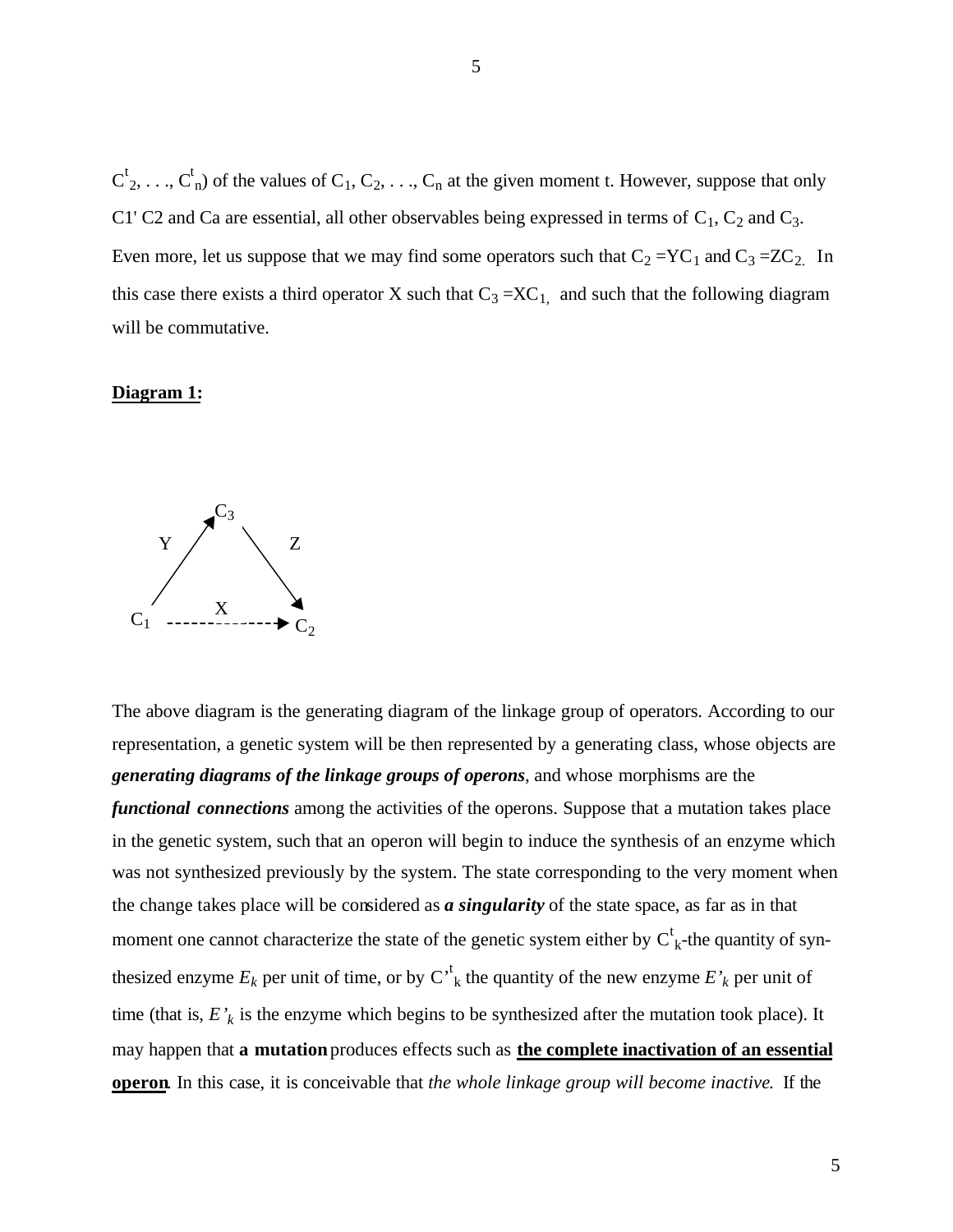$C^t_2, \ldots, C^t_n$) of the values of $C_1, C_2, \ldots, C_n$ at the given moment t. However, suppose that only C1' C2 and Ca are essential, all other observables being expressed in terms of $C_1$, $C_2$ and $C_3$. Even more, let us suppose that we may find some operators such that $C_2 = YC_1$ and $C_3 = ZC_2$. In this case there exists a third operator X such that $C_3 = XC_1$, and such that the following diagram will be commutative.

**Diagram 1:**

$$
\begin{array}{ccc}
 & C_3 & \\
{}^{Y}\nearrow & & \searrow^{Z} \\
C_1 & \xrightarrow{\;X\;} & C_2
\end{array}
$$

The above diagram is the generating diagram of the linkage group of operators. According to our representation, a genetic system will be then represented by a generating class, whose objects are ***generating diagrams of the linkage groups of operons***, and whose morphisms are the ***functional connections*** among the activities of the operons. Suppose that a mutation takes place in the genetic system, such that an operon will begin to induce the synthesis of an enzyme which was not synthesized previously by the system. The state corresponding to the very moment when the change takes place will be considered as ***a singularity*** of the state space, as far as in that moment one cannot characterize the state of the genetic system either by $C^t_k$-the quantity of synthesized enzyme $E_k$ per unit of time, or by $C'^t_k$ the quantity of the new enzyme $E'_k$ per unit of time (that is, $E'_k$ is the enzyme which begins to be synthesized after the mutation took place). It may happen that **a mutation** produces effects such as **the complete inactivation of an essential operon**. In this case, it is conceivable that *the whole linkage group will become inactive*. If the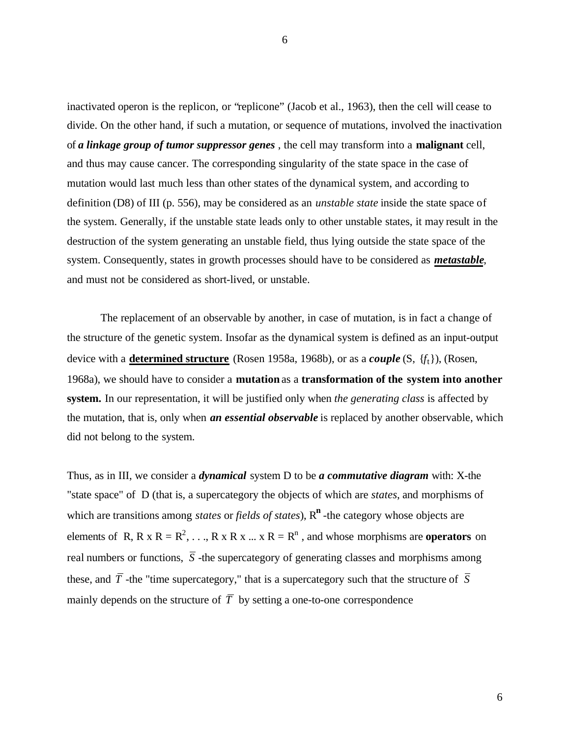inactivated operon is the replicon, or "replicone" (Jacob et al., 1963), then the cell will cease to divide. On the other hand, if such a mutation, or sequence of mutations, involved the inactivation of ***a linkage group of tumor suppressor genes*** , the cell may transform into a **malignant** cell, and thus may cause cancer. The corresponding singularity of the state space in the case of mutation would last much less than other states of the dynamical system, and according to definition (D8) of III (p. 556), may be considered as an *unstable state* inside the state space of the system. Generally, if the unstable state leads only to other unstable states, it may result in the destruction of the system generating an unstable field, thus lying outside the state space of the system. Consequently, states in growth processes should have to be considered as ***metastable***, and must not be considered as short-lived, or unstable.

The replacement of an observable by another, in case of mutation, is in fact a change of the structure of the genetic system. Insofar as the dynamical system is defined as an input-output device with a **determined structure** (Rosen 1958a, 1968b), or as a ***couple*** (S, $\{f_t\}$), (Rosen, 1968a), we should have to consider a **mutation** as a **transformation of the system into another system.** In our representation, it will be justified only when *the generating class* is affected by the mutation, that is, only when ***an essential observable*** is replaced by another observable, which did not belong to the system.

Thus, as in III, we consider a ***dynamical*** system D to be ***a commutative diagram*** with: X-the "state space" of D (that is, a supercategory the objects of which are *states*, and morphisms of which are transitions among *states* or *fields of states*), $R^{\mathbf{n}}$ -the category whose objects are elements of R, R x R = $R^2$, . . ., R x R x ... x R = $R^n$ , and whose morphisms are **operators** on real numbers or functions, $\overline{S}$ -the supercategory of generating classes and morphisms among these, and $\overline{T}$ -the "time supercategory," that is a supercategory such that the structure of $\overline{S}$ mainly depends on the structure of $\overline{T}$ by setting a one-to-one correspondence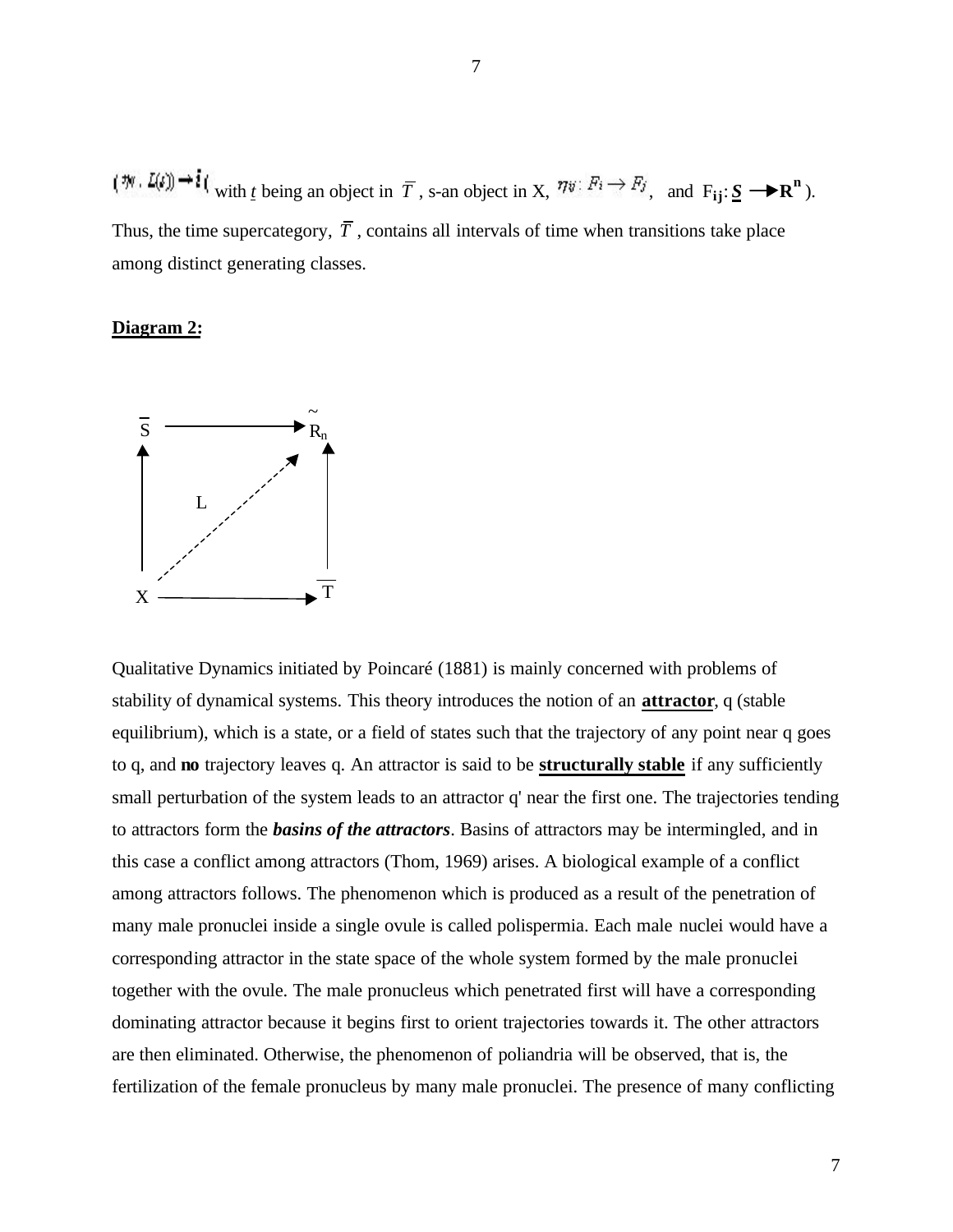$(\eta_{ij}, L(t)) \rightarrow \tilde{R}($ with $\underline{t}$ being an object in $\overline{T}$, s-an object in X, $\eta_{ij}: F_i \rightarrow F_j$, and $F_{ij}: \underline{S} \rightarrow \mathbf{R}^n$ ).

Thus, the time supercategory, $\overline{T}$, contains all intervals of time when transitions take place among distinct generating classes.

**Diagram 2:**

$$
\begin{array}{ccc}
\overline{S} & \longrightarrow & \tilde{R}_n \\
\uparrow & \overset{L}{\nearrow} & \uparrow \\
X & \longrightarrow & \overline{T}
\end{array}
$$

Qualitative Dynamics initiated by Poincaré (1881) is mainly concerned with problems of stability of dynamical systems. This theory introduces the notion of an **attractor**, q (stable equilibrium), which is a state, or a field of states such that the trajectory of any point near q goes to q, and **no** trajectory leaves q. An attractor is said to be **structurally stable** if any sufficiently small perturbation of the system leads to an attractor q' near the first one. The trajectories tending to attractors form the ***basins of the attractors***. Basins of attractors may be intermingled, and in this case a conflict among attractors (Thom, 1969) arises. A biological example of a conflict among attractors follows. The phenomenon which is produced as a result of the penetration of many male pronuclei inside a single ovule is called polispermia. Each male nuclei would have a corresponding attractor in the state space of the whole system formed by the male pronuclei together with the ovule. The male pronucleus which penetrated first will have a corresponding dominating attractor because it begins first to orient trajectories towards it. The other attractors are then eliminated. Otherwise, the phenomenon of poliandria will be observed, that is, the fertilization of the female pronucleus by many male pronuclei. The presence of many conflicting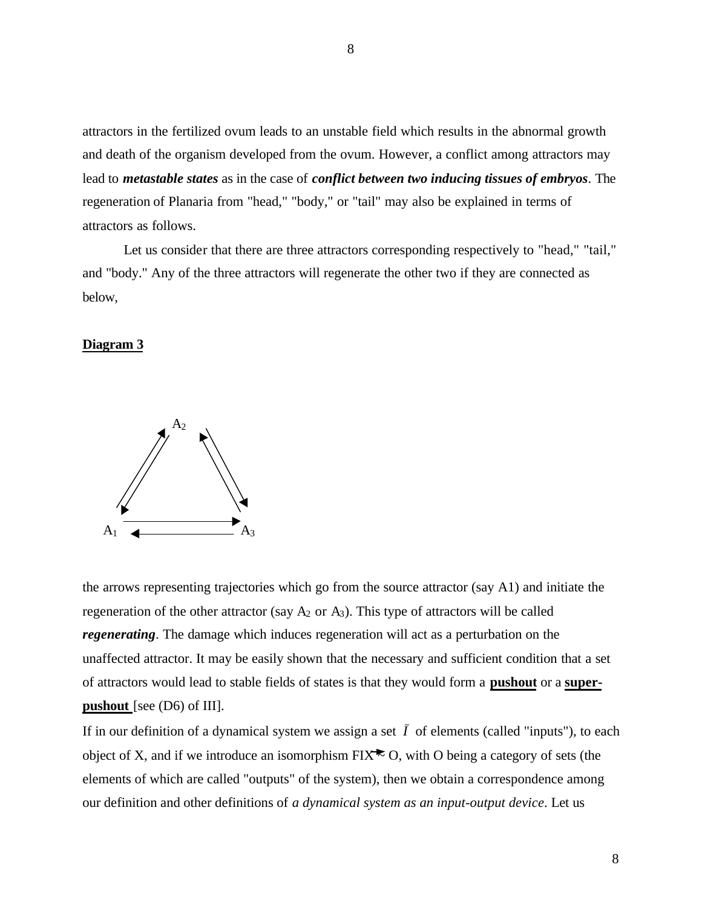attractors in the fertilized ovum leads to an unstable field which results in the abnormal growth and death of the organism developed from the ovum. However, a conflict among attractors may lead to ***metastable states*** as in the case of ***conflict between two inducing tissues of embryos***. The regeneration of Planaria from "head," "body," or "tail" may also be explained in terms of attractors as follows.

Let us consider that there are three attractors corresponding respectively to "head," "tail," and "body." Any of the three attractors will regenerate the other two if they are connected as below,

**Diagram 3**

$$
\begin{array}{ccc}
 & A_2 & \\
\nearrow\swarrow & & \nwarrow\searrow \\
A_1 & \rightleftarrows & A_3
\end{array}
$$

the arrows representing trajectories which go from the source attractor (say A1) and initiate the regeneration of the other attractor (say $A_2$ or $A_3$). This type of attractors will be called ***regenerating***. The damage which induces regeneration will act as a perturbation on the unaffected attractor. It may be easily shown that the necessary and sufficient condition that a set of attractors would lead to stable fields of states is that they would form a **pushout** or a **super-pushout** [see (D6) of III].

If in our definition of a dynamical system we assign a set $\bar{I}$ of elements (called "inputs"), to each object of X, and if we introduce an isomorphism $FIX \xrightarrow{\sim} O$, with O being a category of sets (the elements of which are called "outputs" of the system), then we obtain a correspondence among our definition and other definitions of *a dynamical system as an input-output device*. Let us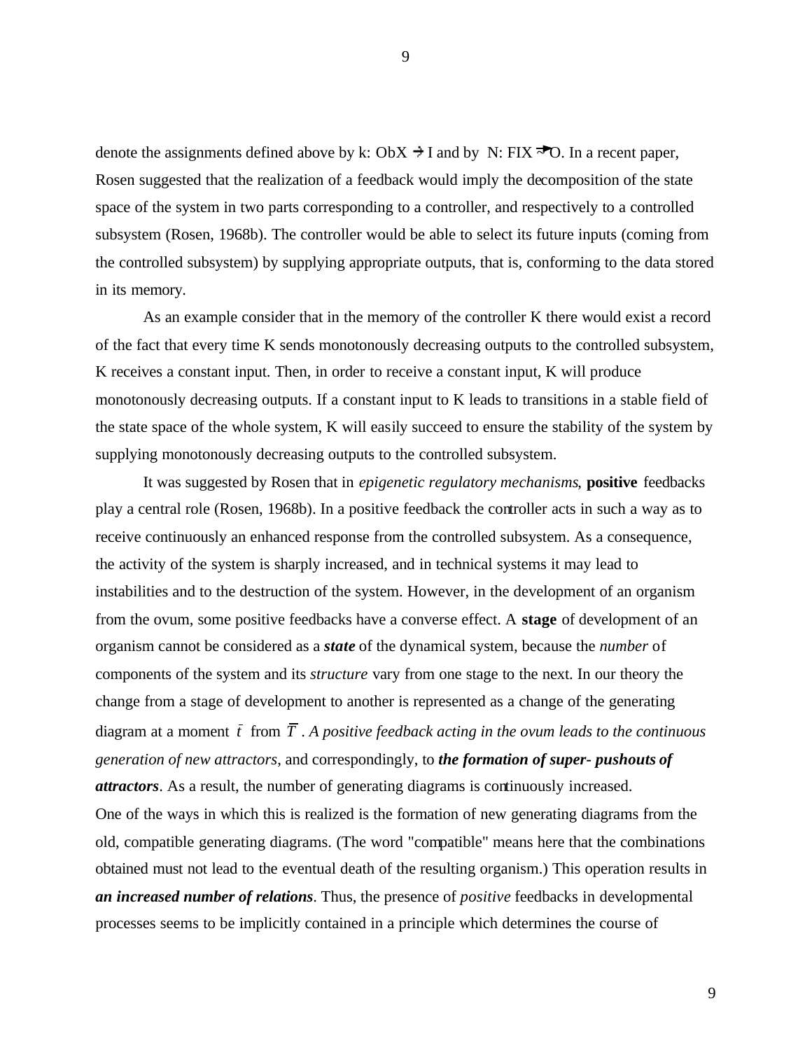denote the assignments defined above by k: ObX $\rightarrow$ I and by N: FIX $\rightarrow$ O. In a recent paper, Rosen suggested that the realization of a feedback would imply the decomposition of the state space of the system in two parts corresponding to a controller, and respectively to a controlled subsystem (Rosen, 1968b). The controller would be able to select its future inputs (coming from the controlled subsystem) by supplying appropriate outputs, that is, conforming to the data stored in its memory.

As an example consider that in the memory of the controller K there would exist a record of the fact that every time K sends monotonously decreasing outputs to the controlled subsystem, K receives a constant input. Then, in order to receive a constant input, K will produce monotonously decreasing outputs. If a constant input to K leads to transitions in a stable field of the state space of the whole system, K will easily succeed to ensure the stability of the system by supplying monotonously decreasing outputs to the controlled subsystem.

It was suggested by Rosen that in *epigenetic regulatory mechanisms*, **positive** feedbacks play a central role (Rosen, 1968b). In a positive feedback the controller acts in such a way as to receive continuously an enhanced response from the controlled subsystem. As a consequence, the activity of the system is sharply increased, and in technical systems it may lead to instabilities and to the destruction of the system. However, in the development of an organism from the ovum, some positive feedbacks have a converse effect. A **stage** of development of an organism cannot be considered as a ***state*** of the dynamical system, because the *number* of components of the system and its *structure* vary from one stage to the next. In our theory the change from a stage of development to another is represented as a change of the generating diagram at a moment $\bar{t}$ from $\overline{T}$ . *A positive feedback acting in the ovum leads to the continuous generation of new attractors*, and correspondingly, to ***the formation of super- pushouts of attractors***. As a result, the number of generating diagrams is continuously increased.

One of the ways in which this is realized is the formation of new generating diagrams from the old, compatible generating diagrams. (The word "compatible" means here that the combinations obtained must not lead to the eventual death of the resulting organism.) This operation results in ***an increased number of relations***. Thus, the presence of *positive* feedbacks in developmental processes seems to be implicitly contained in a principle which determines the course of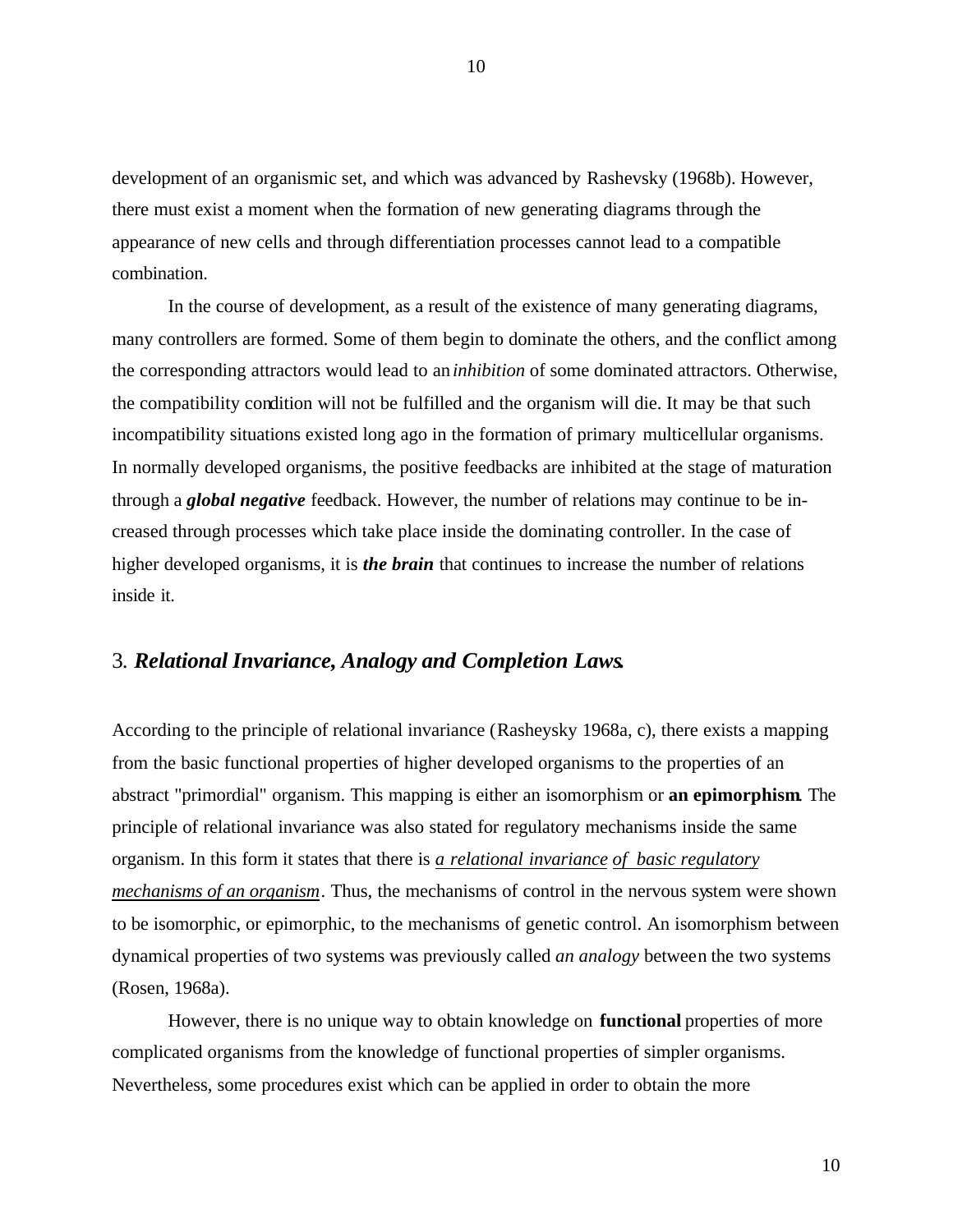development of an organismic set, and which was advanced by Rashevsky (1968b). However, there must exist a moment when the formation of new generating diagrams through the appearance of new cells and through differentiation processes cannot lead to a compatible combination.

In the course of development, as a result of the existence of many generating diagrams, many controllers are formed. Some of them begin to dominate the others, and the conflict among the corresponding attractors would lead to an *inhibition* of some dominated attractors. Otherwise, the compatibility condition will not be fulfilled and the organism will die. It may be that such incompatibility situations existed long ago in the formation of primary multicellular organisms. In normally developed organisms, the positive feedbacks are inhibited at the stage of maturation through a ***global negative*** feedback. However, the number of relations may continue to be increased through processes which take place inside the dominating controller. In the case of higher developed organisms, it is ***the brain*** that continues to increase the number of relations inside it.

## 3. *Relational Invariance, Analogy and Completion Laws.*

According to the principle of relational invariance (Rasheysky 1968a, c), there exists a mapping from the basic functional properties of higher developed organisms to the properties of an abstract "primordial" organism. This mapping is either an isomorphism or **an epimorphism**. The principle of relational invariance was also stated for regulatory mechanisms inside the same organism. In this form it states that there is <u>*a relational invariance of basic regulatory mechanisms of an organism*</u>. Thus, the mechanisms of control in the nervous system were shown to be isomorphic, or epimorphic, to the mechanisms of genetic control. An isomorphism between dynamical properties of two systems was previously called *an analogy* between the two systems (Rosen, 1968a).

However, there is no unique way to obtain knowledge on **functional** properties of more complicated organisms from the knowledge of functional properties of simpler organisms. Nevertheless, some procedures exist which can be applied in order to obtain the more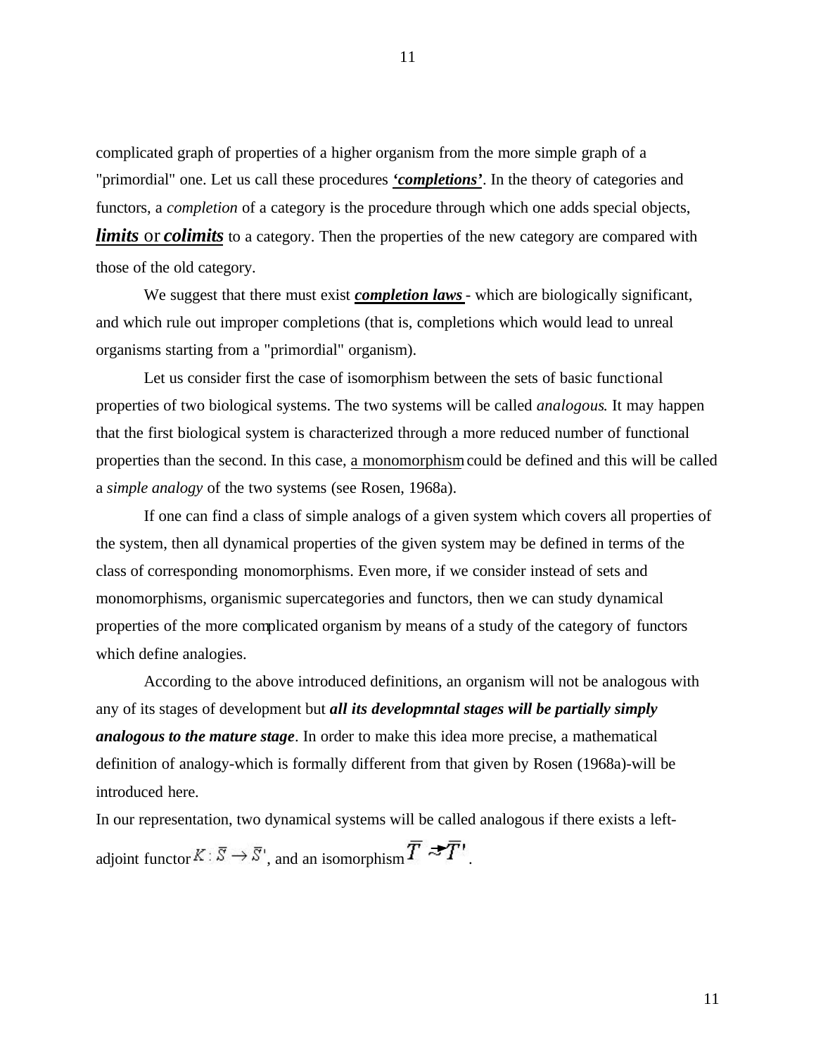complicated graph of properties of a higher organism from the more simple graph of a "primordial" one. Let us call these procedures ***'completions'***. In the theory of categories and functors, a *completion* of a category is the procedure through which one adds special objects, ***limits*** or ***colimits*** to a category. Then the properties of the new category are compared with those of the old category.

We suggest that there must exist ***completion laws*** - which are biologically significant, and which rule out improper completions (that is, completions which would lead to unreal organisms starting from a "primordial" organism).

Let us consider first the case of isomorphism between the sets of basic functional properties of two biological systems. The two systems will be called *analogous*. It may happen that the first biological system is characterized through a more reduced number of functional properties than the second. In this case, a monomorphism could be defined and this will be called a *simple analogy* of the two systems (see Rosen, 1968a).

If one can find a class of simple analogs of a given system which covers all properties of the system, then all dynamical properties of the given system may be defined in terms of the class of corresponding monomorphisms. Even more, if we consider instead of sets and monomorphisms, organismic supercategories and functors, then we can study dynamical properties of the more complicated organism by means of a study of the category of functors which define analogies.

According to the above introduced definitions, an organism will not be analogous with any of its stages of development but ***all its developmntal stages will be partially simply analogous to the mature stage***. In order to make this idea more precise, a mathematical definition of analogy-which is formally different from that given by Rosen (1968a)-will be introduced here.

In our representation, two dynamical systems will be called analogous if there exists a left-adjoint functor $K : \bar{S} \to \bar{S}'$, and an isomorphism $\bar{T} \rightarrow \bar{T}'$.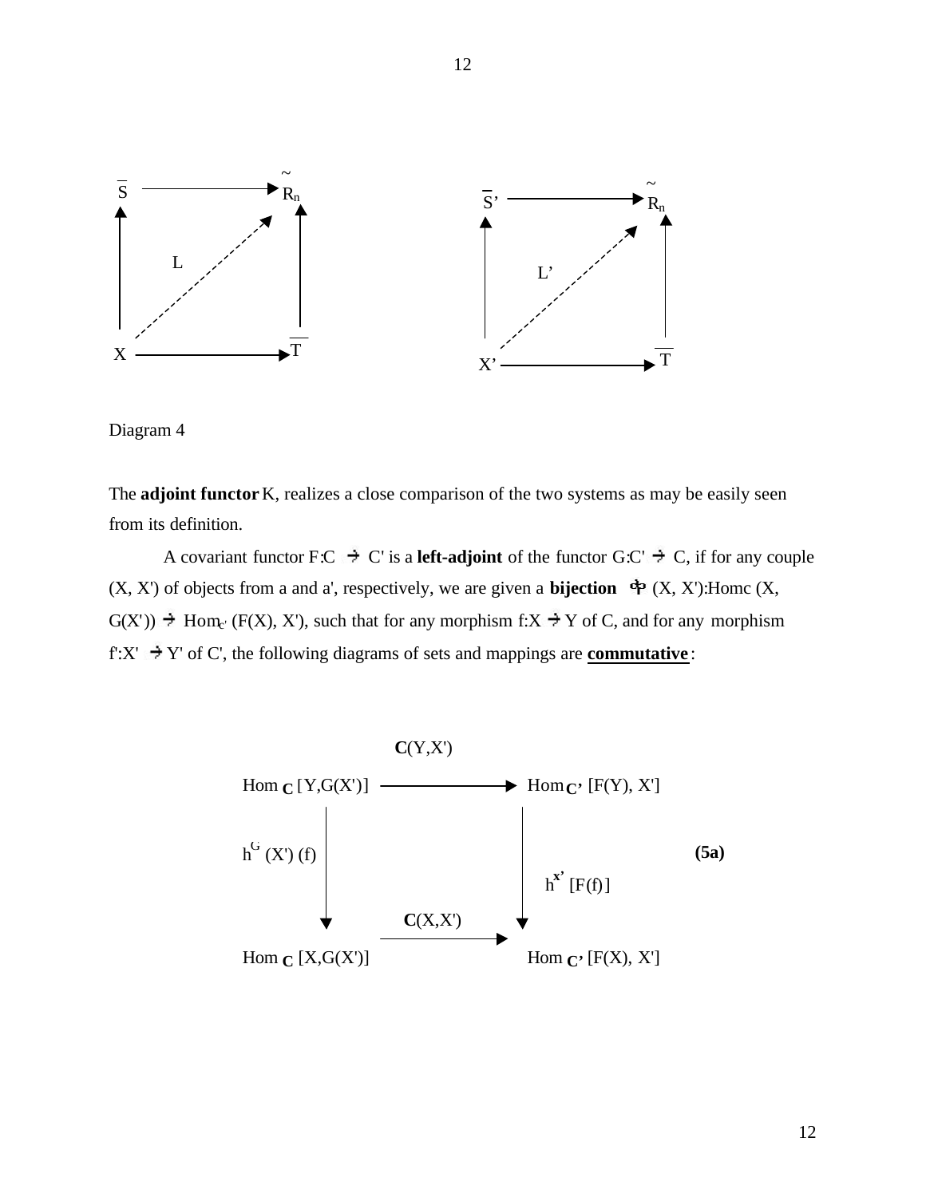Diagram 4

The **adjoint functor** K, realizes a close comparison of the two systems as may be easily seen from its definition.

A covariant functor $F:C \rightarrow C'$ is a **left-adjoint** of the functor $G:C' \rightarrow C$, if for any couple (X, X') of objects from a and a', respectively, we are given a **bijection** $\Phi$ (X, X'):$Hom_C$ (X, G(X')) $\rightarrow$ $Hom_{C'}$ (F(X), X'), such that for any morphism $f:X \rightarrow Y$ of C, and for any morphism $f':X' \rightarrow Y'$ of C', the following diagrams of sets and mappings are **commutative**:

$$
\begin{array}{ccc}
Hom_{C}[Y,G(X')] & \xrightarrow{\mathbf{C}(Y,X')} & Hom_{C'}[F(Y),X'] \\
\downarrow h^{G}(X')(f) & & \downarrow h^{X'}[F(f)] \\
Hom_{C}[X,G(X')] & \xrightarrow{\mathbf{C}(X,X')} & Hom_{C'}[F(X),X']
\end{array}
\qquad \textbf{(5a)}
$$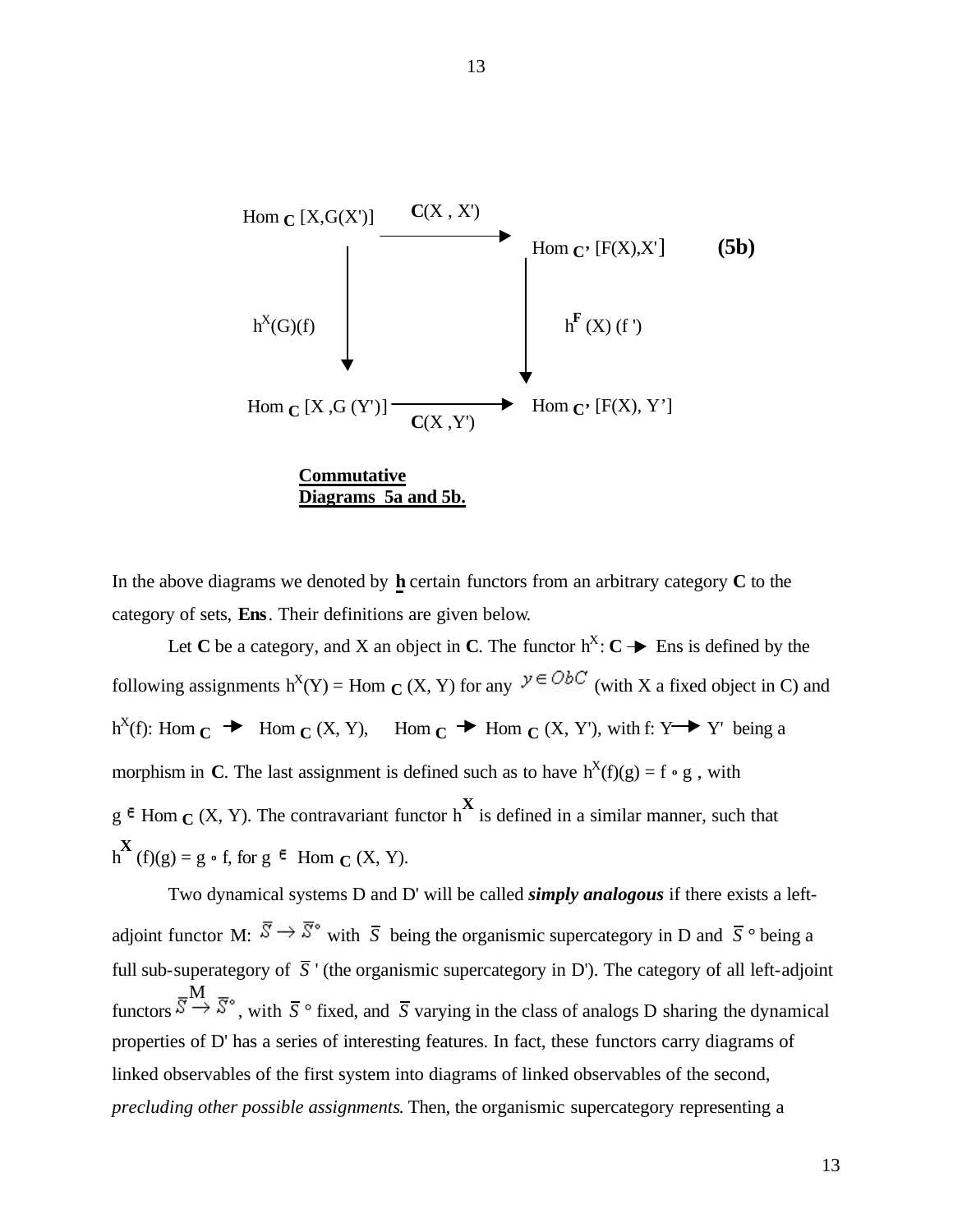$$
\begin{array}{ccc}
\mathrm{Hom}_{\mathbf{C}}[X, G(X')] & \xrightarrow{\mathbf{C}(X, X')} & \mathrm{Hom}_{\mathbf{C'}}[F(X), X'] \\
\Big\downarrow h^X(G)(f) & & \Big\downarrow h^F(X)(f') \\
\mathrm{Hom}_{\mathbf{C}}[X, G(Y')] & \xrightarrow[\mathbf{C}(X, Y')]{} & \mathrm{Hom}_{\mathbf{C'}}[F(X), Y']
\end{array}
\qquad \textbf{(5b)}
$$

**Commutative Diagrams 5a and 5b.**

In the above diagrams we denoted by **h** certain functors from an arbitrary category **C** to the category of sets, **Ens**. Their definitions are given below.

Let **C** be a category, and X an object in **C**. The functor $h^X$: **C** → Ens is defined by the following assignments $h^X(Y) = \mathrm{Hom}_{\mathbf{C}}(X, Y)$ for any $y \in Ob C$ (with X a fixed object in C) and $h^X(f)$: $\mathrm{Hom}_{\mathbf{C}}$ → $\mathrm{Hom}_{\mathbf{C}}(X, Y)$, $\mathrm{Hom}_{\mathbf{C}}$ → $\mathrm{Hom}_{\mathbf{C}}(X, Y')$, with f: Y→ Y' being a morphism in **C**. The last assignment is defined such as to have $h^X(f)(g) = f \circ g$ , with $g \in \mathrm{Hom}_{\mathbf{C}}(X, Y)$. The contravariant functor $h^{\mathbf{X}}$ is defined in a similar manner, such that $h^{\mathbf{X}}(f)(g) = g \circ f$, for $g \in \mathrm{Hom}_{\mathbf{C}}(X, Y)$.

Two dynamical systems D and D' will be called ***simply analogous*** if there exists a left-adjoint functor M: $\bar{S} \to \bar{S}^{\circ}$ with $\bar{S}$ being the organismic supercategory in D and $\bar{S}^{\circ}$ being a full sub-superategory of $\bar{S}'$ (the organismic supercategory in D'). The category of all left-adjoint functors $\bar{S} \xrightarrow{M} \bar{S}^{\circ}$, with $\bar{S}^{\circ}$ fixed, and $\bar{S}$ varying in the class of analogs D sharing the dynamical properties of D' has a series of interesting features. In fact, these functors carry diagrams of linked observables of the first system into diagrams of linked observables of the second, *precluding other possible assignments*. Then, the organismic supercategory representing a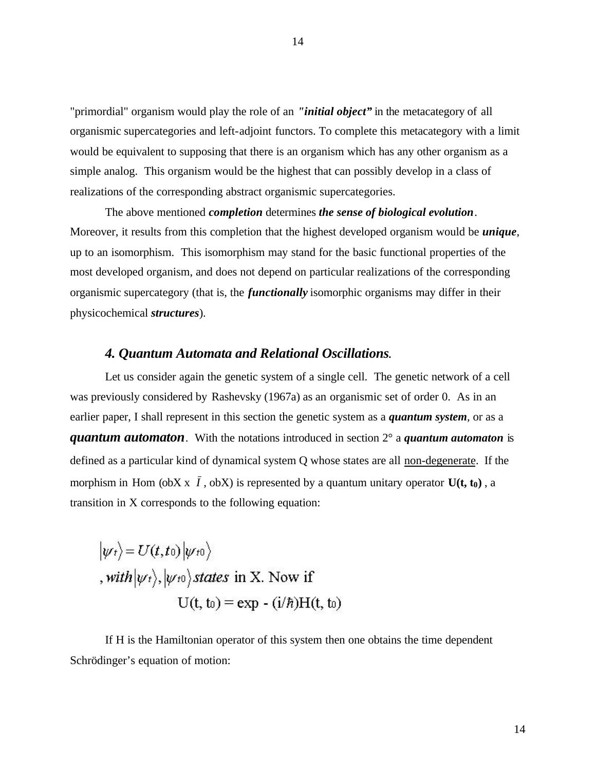"primordial" organism would play the role of an ***"initial object"*** in the metacategory of all organismic supercategories and left-adjoint functors. To complete this metacategory with a limit would be equivalent to supposing that there is an organism which has any other organism as a simple analog. This organism would be the highest that can possibly develop in a class of realizations of the corresponding abstract organismic supercategories.

The above mentioned ***completion*** determines ***the sense of biological evolution***. Moreover, it results from this completion that the highest developed organism would be ***unique***, up to an isomorphism. This isomorphism may stand for the basic functional properties of the most developed organism, and does not depend on particular realizations of the corresponding organismic supercategory (that is, the ***functionally*** isomorphic organisms may differ in their physicochemical ***structures***).

### *4. Quantum Automata and Relational Oscillations.*

Let us consider again the genetic system of a single cell. The genetic network of a cell was previously considered by Rashevsky (1967a) as an organismic set of order 0. As in an earlier paper, I shall represent in this section the genetic system as a ***quantum system***, or as a ***quantum automaton***. With the notations introduced in section 2° a ***quantum automaton*** is defined as a particular kind of dynamical system Q whose states are all non-degenerate. If the morphism in Hom (obX x $\bar{I}$, obX) is represented by a quantum unitary operator $\mathbf{U(t, t_0)}$, a transition in X corresponds to the following equation:

$$|\psi_t\rangle = U(t,t_0)\,|\psi_{t0}\rangle$$

, *with* $|\psi_t\rangle, |\psi_{t0}\rangle$ *states* in X. Now if

$$U(t, t_0) = \exp - (i/\hbar)H(t, t_0)$$

If H is the Hamiltonian operator of this system then one obtains the time dependent Schrödinger's equation of motion: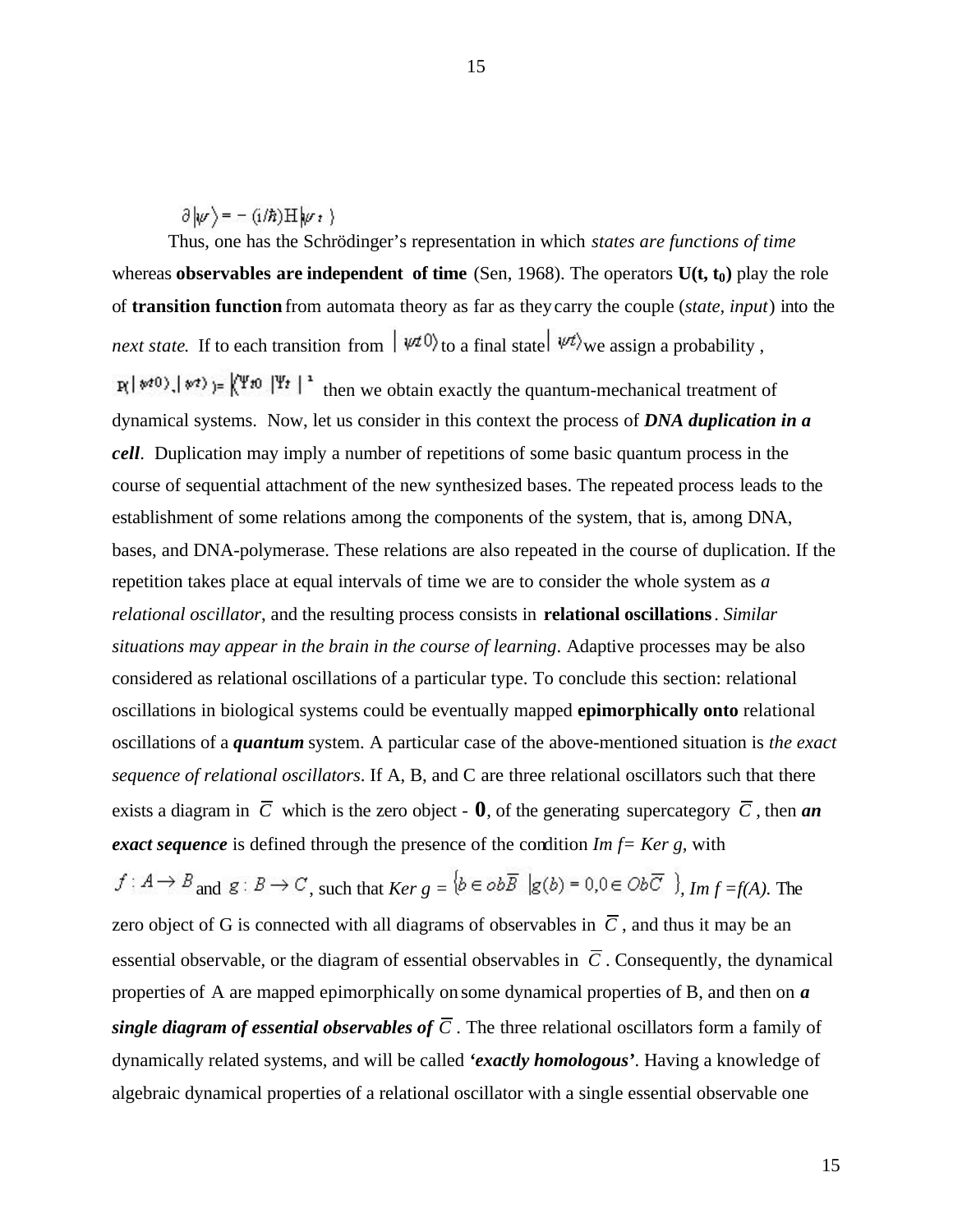$$\partial |\psi\rangle = -(i/\hbar)H|\psi_t\rangle$$

Thus, one has the Schrödinger's representation in which *states are functions of time* whereas **observables are independent of time** (Sen, 1968). The operators $\mathbf{U(t, t_0)}$ play the role of **transition function** from automata theory as far as they carry the couple (*state*, *input*) into the *next state.* If to each transition from $|\psi t0\rangle$ to a final state $|\psi t\rangle$ we assign a probability , $P(|\psi t0\rangle, |\psi t\rangle) = |\langle\Psi_{t0}|\Psi_t\rangle|^2$ then we obtain exactly the quantum-mechanical treatment of dynamical systems. Now, let us consider in this context the process of ***DNA duplication in a cell***. Duplication may imply a number of repetitions of some basic quantum process in the course of sequential attachment of the new synthesized bases. The repeated process leads to the establishment of some relations among the components of the system, that is, among DNA, bases, and DNA-polymerase. These relations are also repeated in the course of duplication. If the repetition takes place at equal intervals of time we are to consider the whole system as *a relational oscillator*, and the resulting process consists in **relational oscillations**. *Similar situations may appear in the brain in the course of learning*. Adaptive processes may be also considered as relational oscillations of a particular type. To conclude this section: relational oscillations in biological systems could be eventually mapped **epimorphically onto** relational oscillations of a ***quantum*** system. A particular case of the above-mentioned situation is *the exact sequence of relational oscillators*. If A, B, and C are three relational oscillators such that there exists a diagram in $\overline{C}$ which is the zero object - **0**, of the generating supercategory $\overline{C}$, then ***an exact sequence*** is defined through the presence of the condition *Im f= Ker g*, with $f: A \rightarrow B$ and $g: B \rightarrow C$, such that *Ker g* = $\{b \in ob\overline{B} \;|g(b) = 0, 0 \in Ob\overline{C}\}$, *Im f =f(A)*. The zero object of G is connected with all diagrams of observables in $\overline{C}$, and thus it may be an essential observable, or the diagram of essential observables in $\overline{C}$. Consequently, the dynamical properties of A are mapped epimorphically on some dynamical properties of B, and then on ***a single diagram of essential observables of*** $\overline{C}$. The three relational oscillators form a family of dynamically related systems, and will be called ***'exactly homologous'***. Having a knowledge of algebraic dynamical properties of a relational oscillator with a single essential observable one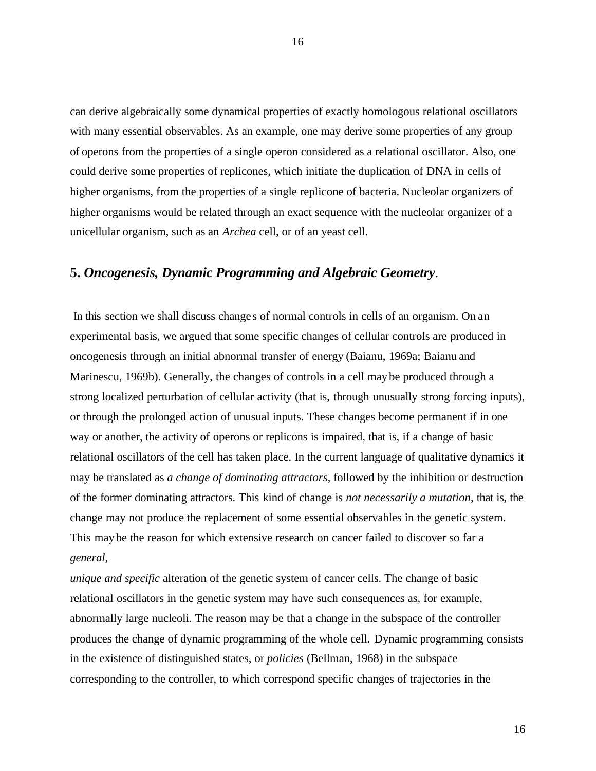can derive algebraically some dynamical properties of exactly homologous relational oscillators with many essential observables. As an example, one may derive some properties of any group of operons from the properties of a single operon considered as a relational oscillator. Also, one could derive some properties of replicones, which initiate the duplication of DNA in cells of higher organisms, from the properties of a single replicone of bacteria. Nucleolar organizers of higher organisms would be related through an exact sequence with the nucleolar organizer of a unicellular organism, such as an *Archea* cell, or of an yeast cell.

## 5. *Oncogenesis, Dynamic Programming and Algebraic Geometry*.

In this section we shall discuss changes of normal controls in cells of an organism. On an experimental basis, we argued that some specific changes of cellular controls are produced in oncogenesis through an initial abnormal transfer of energy (Baianu, 1969a; Baianu and Marinescu, 1969b). Generally, the changes of controls in a cell may be produced through a strong localized perturbation of cellular activity (that is, through unusually strong forcing inputs), or through the prolonged action of unusual inputs. These changes become permanent if in one way or another, the activity of operons or replicons is impaired, that is, if a change of basic relational oscillators of the cell has taken place. In the current language of qualitative dynamics it may be translated as *a change of dominating attractors*, followed by the inhibition or destruction of the former dominating attractors. This kind of change is *not necessarily a mutation*, that is, the change may not produce the replacement of some essential observables in the genetic system. This may be the reason for which extensive research on cancer failed to discover so far a *general, unique and specific* alteration of the genetic system of cancer cells. The change of basic relational oscillators in the genetic system may have such consequences as, for example, abnormally large nucleoli. The reason may be that a change in the subspace of the controller produces the change of dynamic programming of the whole cell. Dynamic programming consists in the existence of distinguished states, or *policies* (Bellman, 1968) in the subspace corresponding to the controller, to which correspond specific changes of trajectories in the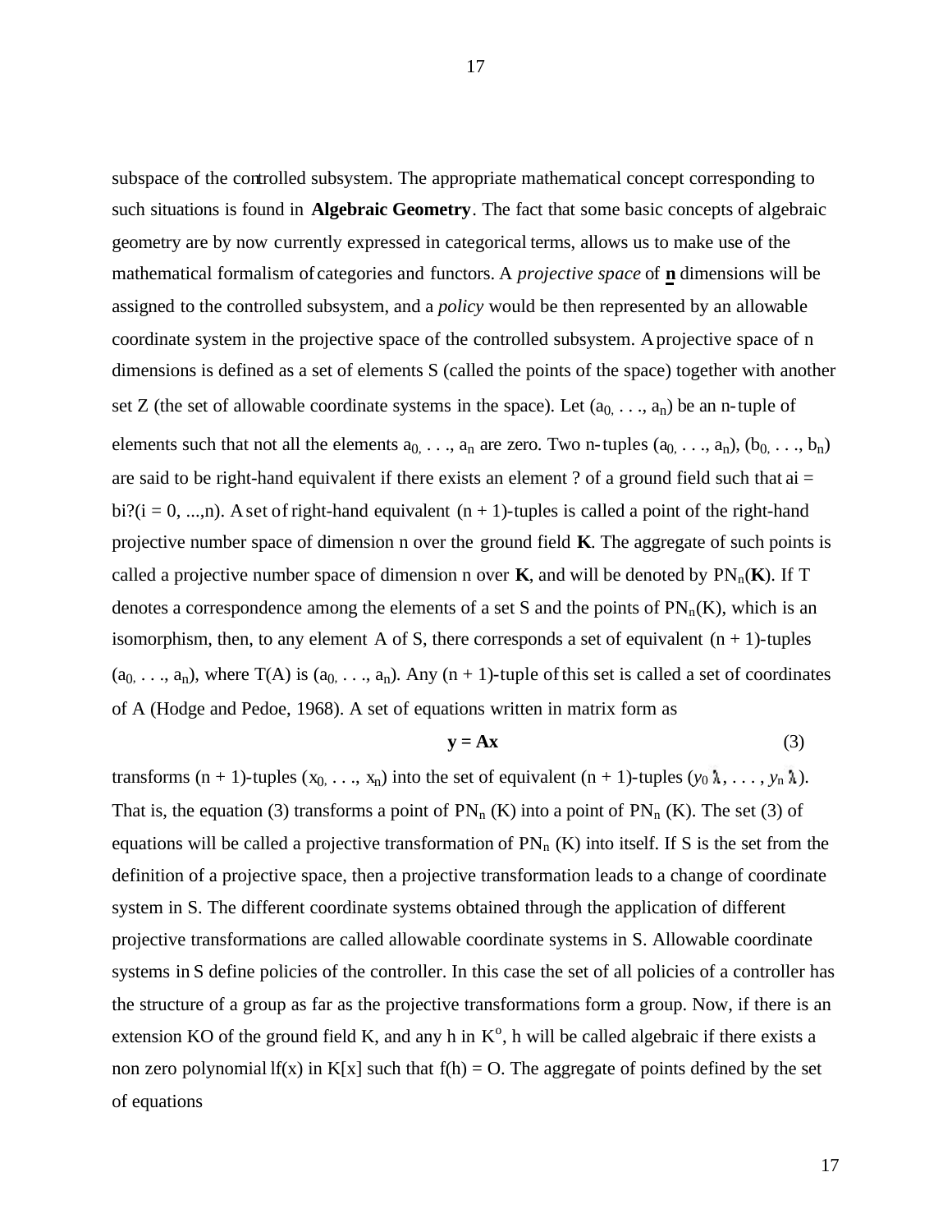subspace of the controlled subsystem. The appropriate mathematical concept corresponding to such situations is found in **Algebraic Geometry**. The fact that some basic concepts of algebraic geometry are by now currently expressed in categorical terms, allows us to make use of the mathematical formalism of categories and functors. A *projective space* of **n** dimensions will be assigned to the controlled subsystem, and a *policy* would be then represented by an allowable coordinate system in the projective space of the controlled subsystem. A projective space of n dimensions is defined as a set of elements S (called the points of the space) together with another set Z (the set of allowable coordinate systems in the space). Let $(a_{0,} \ldots, a_n)$ be an n-tuple of elements such that not all the elements $a_{0,} \ldots, a_n$ are zero. Two n-tuples $(a_{0,} \ldots, a_n)$, $(b_{0,} \ldots, b_n)$ are said to be right-hand equivalent if there exists an element ? of a ground field such that ai = bi?(i = 0, ...,n). A set of right-hand equivalent (n + 1)-tuples is called a point of the right-hand projective number space of dimension n over the ground field **K**. The aggregate of such points is called a projective number space of dimension n over **K**, and will be denoted by $PN_n$(**K**). If T denotes a correspondence among the elements of a set S and the points of $PN_n(K)$, which is an isomorphism, then, to any element A of S, there corresponds a set of equivalent (n + 1)-tuples $(a_{0,} \ldots, a_n)$, where T(A) is $(a_{0,} \ldots, a_n)$. Any (n + 1)-tuple of this set is called a set of coordinates of A (Hodge and Pedoe, 1968). A set of equations written in matrix form as

$$\mathbf{y = Ax} \qquad (3)$$

transforms (n + 1)-tuples $(x_{0,} \ldots, x_n)$ into the set of equivalent (n + 1)-tuples $(y_0 \lambda, \ldots, y_n \lambda)$. That is, the equation (3) transforms a point of $PN_n$ (K) into a point of $PN_n$ (K). The set (3) of equations will be called a projective transformation of $PN_n$ (K) into itself. If S is the set from the definition of a projective space, then a projective transformation leads to a change of coordinate system in S. The different coordinate systems obtained through the application of different projective transformations are called allowable coordinate systems in S. Allowable coordinate systems in S define policies of the controller. In this case the set of all policies of a controller has the structure of a group as far as the projective transformations form a group. Now, if there is an extension KO of the ground field K, and any h in $K^o$, h will be called algebraic if there exists a non zero polynomial lf(x) in K[x] such that f(h) = O. The aggregate of points defined by the set of equations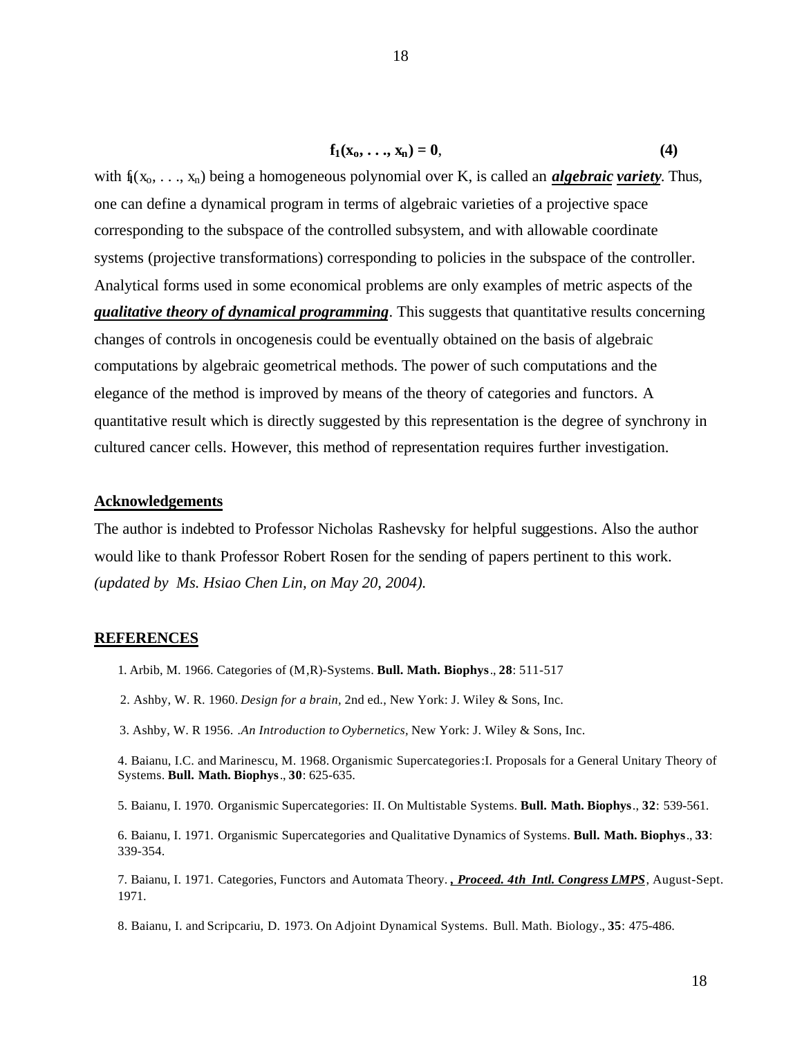$$f_1(x_o, \ldots, x_n) = 0, \tag{4}$$

with $f_1(x_o, \ldots, x_n)$ being a homogeneous polynomial over K, is called an ***algebraic variety***. Thus, one can define a dynamical program in terms of algebraic varieties of a projective space corresponding to the subspace of the controlled subsystem, and with allowable coordinate systems (projective transformations) corresponding to policies in the subspace of the controller. Analytical forms used in some economical problems are only examples of metric aspects of the ***qualitative theory of dynamical programming***. This suggests that quantitative results concerning changes of controls in oncogenesis could be eventually obtained on the basis of algebraic computations by algebraic geometrical methods. The power of such computations and the elegance of the method is improved by means of the theory of categories and functors. A quantitative result which is directly suggested by this representation is the degree of synchrony in cultured cancer cells. However, this method of representation requires further investigation.

## Acknowledgements

The author is indebted to Professor Nicholas Rashevsky for helpful suggestions. Also the author would like to thank Professor Robert Rosen for the sending of papers pertinent to this work. *(updated by Ms. Hsiao Chen Lin, on May 20, 2004).*

## REFERENCES

1. Arbib, M. 1966. Categories of (M,R)-Systems. **Bull. Math. Biophys**., **28**: 511-517

2. Ashby, W. R. 1960. *Design for a brain*, 2nd ed., New York: J. Wiley & Sons, Inc.

3. Ashby, W. R 1956. .*An Introduction to Oybernetics*, New York: J. Wiley & Sons, Inc.

4. Baianu, I.C. and Marinescu, M. 1968. Organismic Supercategories:I. Proposals for a General Unitary Theory of Systems. **Bull. Math. Biophys**., **30**: 625-635.

5. Baianu, I. 1970. Organismic Supercategories: II. On Multistable Systems. **Bull. Math. Biophys**., **32**: 539-561.

6. Baianu, I. 1971. Organismic Supercategories and Qualitative Dynamics of Systems. **Bull. Math. Biophys**., **33**: 339-354.

7. Baianu, I. 1971. Categories, Functors and Automata Theory. ***, Proceed. 4th Intl. Congress LMPS***, August-Sept. 1971.

8. Baianu, I. and Scripcariu, D. 1973. On Adjoint Dynamical Systems. Bull. Math. Biology., **35**: 475-486.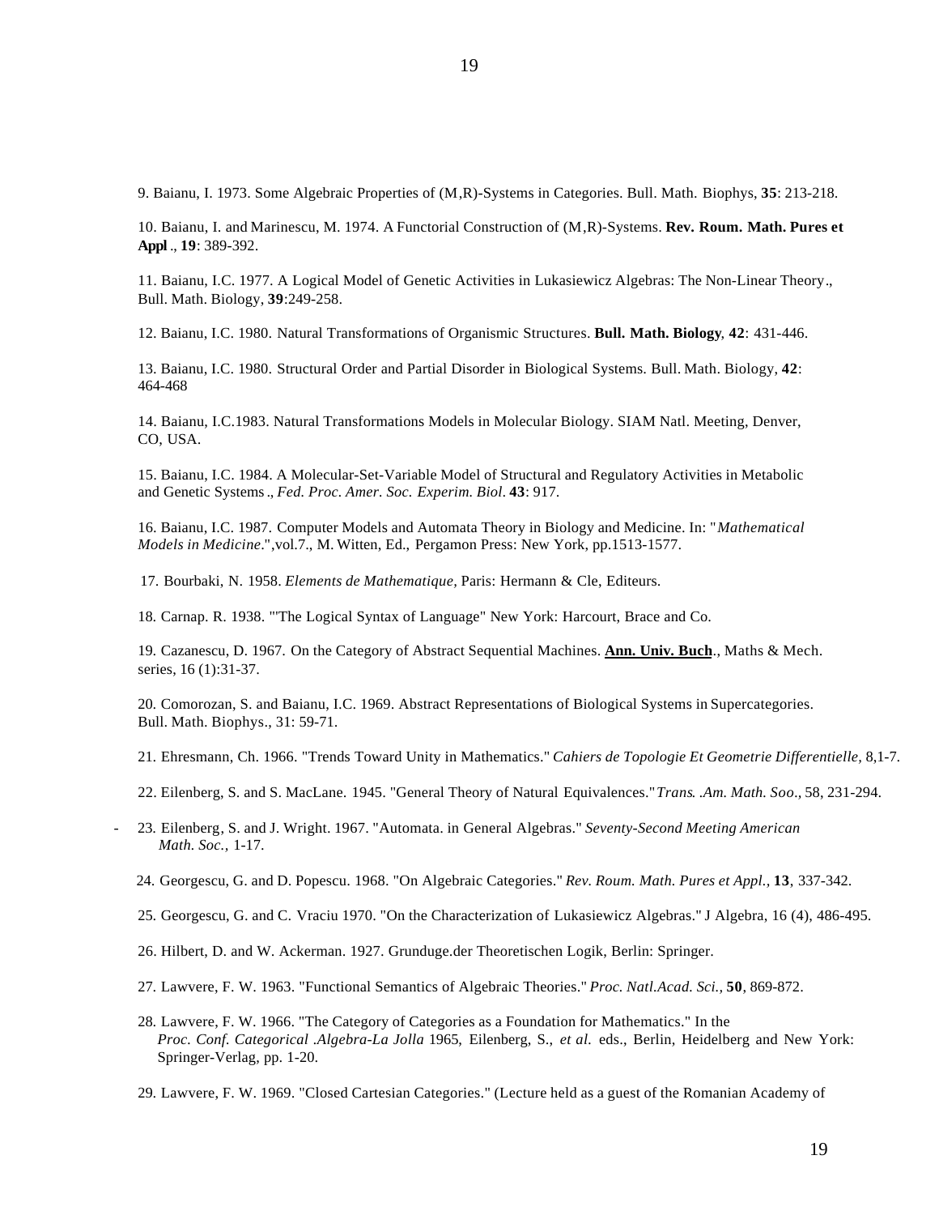9. Baianu, I. 1973. Some Algebraic Properties of (M,R)-Systems in Categories. Bull. Math. Biophys, **35**: 213-218.

10. Baianu, I. and Marinescu, M. 1974. A Functorial Construction of (M,R)-Systems. **Rev. Roum. Math. Pures et Appl**., **19**: 389-392.

11. Baianu, I.C. 1977. A Logical Model of Genetic Activities in Lukasiewicz Algebras: The Non-Linear Theory., Bull. Math. Biology, **39**:249-258.

12. Baianu, I.C. 1980. Natural Transformations of Organismic Structures. **Bull. Math. Biology**, **42**: 431-446.

13. Baianu, I.C. 1980. Structural Order and Partial Disorder in Biological Systems. Bull. Math. Biology, **42**: 464-468

14. Baianu, I.C.1983. Natural Transformations Models in Molecular Biology. SIAM Natl. Meeting, Denver, CO, USA.

15. Baianu, I.C. 1984. A Molecular-Set-Variable Model of Structural and Regulatory Activities in Metabolic and Genetic Systems., *Fed. Proc. Amer. Soc. Experim. Biol.* **43**: 917.

16. Baianu, I.C. 1987. Computer Models and Automata Theory in Biology and Medicine. In: "*Mathematical Models in Medicine*.",vol.7., M. Witten, Ed., Pergamon Press: New York, pp.1513-1577.

17. Bourbaki, N. 1958. *Elements de Mathematique*, Paris: Hermann & Cle, Editeurs.

18. Carnap. R. 1938. "'The Logical Syntax of Language" New York: Harcourt, Brace and Co.

19. Cazanescu, D. 1967. On the Category of Abstract Sequential Machines. **Ann. Univ. Buch**., Maths & Mech. series, 16 (1):31-37.

20. Comorozan, S. and Baianu, I.C. 1969. Abstract Representations of Biological Systems in Supercategories. Bull. Math. Biophys., 31: 59-71.

21. Ehresmann, Ch. 1966. "Trends Toward Unity in Mathematics." *Cahiers de Topologie Et Geometrie Differentielle*, 8,1-7.

22. Eilenberg, S. and S. MacLane. 1945. "General Theory of Natural Equivalences."*Trans. .Am. Math. Soo*., 58, 231-294.

23. Eilenberg, S. and J. Wright. 1967. "Automata. in General Algebras." *Seventy-Second Meeting American Math. Soc.,* 1-17.

24. Georgescu, G. and D. Popescu. 1968. "On Algebraic Categories." *Rev. Roum. Math. Pures et Appl.*, **13**, 337-342.

25. Georgescu, G. and C. Vraciu 1970. "On the Characterization of Lukasiewicz Algebras." J Algebra, 16 (4), 486-495.

26. Hilbert, D. and W. Ackerman. 1927. Grunduge.der Theoretischen Logik, Berlin: Springer.

27. Lawvere, F. W. 1963. "Functional Semantics of Algebraic Theories." *Proc. Natl.Acad. Sci.,* **50**, 869-872.

28. Lawvere, F. W. 1966. "The Category of Categories as a Foundation for Mathematics." In the *Proc. Conf. Categorical .Algebra-La Jolla* 1965, Eilenberg, S., *et al.* eds., Berlin, Heidelberg and New York: Springer-Verlag, pp. 1-20.

29. Lawvere, F. W. 1969. "Closed Cartesian Categories." (Lecture held as a guest of the Romanian Academy of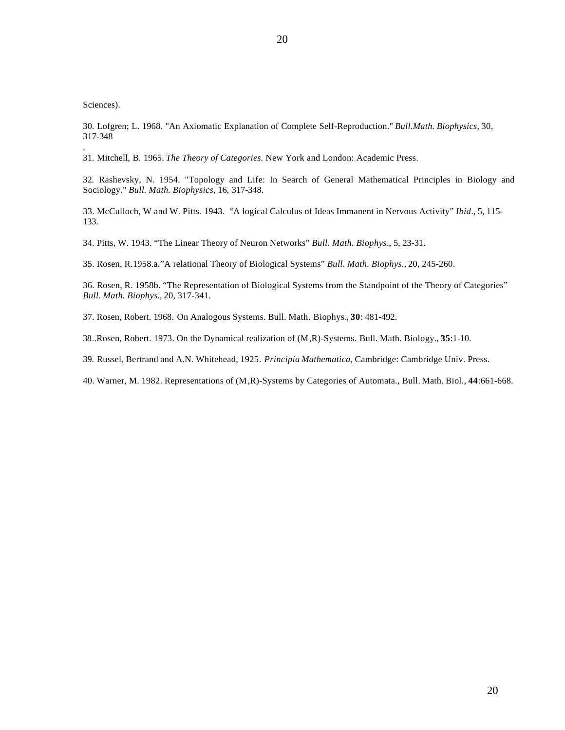Sciences).

30. Lofgren; L. 1968. "An Axiomatic Explanation of Complete Self-Reproduction." *Bull.Math. Biophysics*, 30, 317-348

.

31. Mitchell, B. 1965. *The Theory of Categories.* New York and London: Academic Press.

32. Rashevsky, N. 1954. "Topology and Life: In Search of General Mathematical Principles in Biology and Sociology." *Bull. Math. Biophysics*, 16, 317-348.

33. McCulloch, W and W. Pitts. 1943. "A logical Calculus of Ideas Immanent in Nervous Activity" *Ibid*., 5, 115-133.

34. Pitts, W. 1943. "The Linear Theory of Neuron Networks" *Bull. Math. Biophys*., 5, 23-31.

35. Rosen, R.1958.a."A relational Theory of Biological Systems" *Bull. Math. Biophys.*, 20, 245-260.

36. Rosen, R. 1958b. "The Representation of Biological Systems from the Standpoint of the Theory of Categories" *Bull. Math. Biophys*., 20, 317-341.

37. Rosen, Robert. 1968. On Analogous Systems. Bull. Math. Biophys., **30**: 481-492.

38..Rosen, Robert. 1973. On the Dynamical realization of (M,R)-Systems. Bull. Math. Biology., **35**:1-10.

39. Russel, Bertrand and A.N. Whitehead, 1925. *Principia Mathematica,* Cambridge: Cambridge Univ. Press.

40. Warner, M. 1982. Representations of (M,R)-Systems by Categories of Automata., Bull. Math. Biol., **44**:661-668.